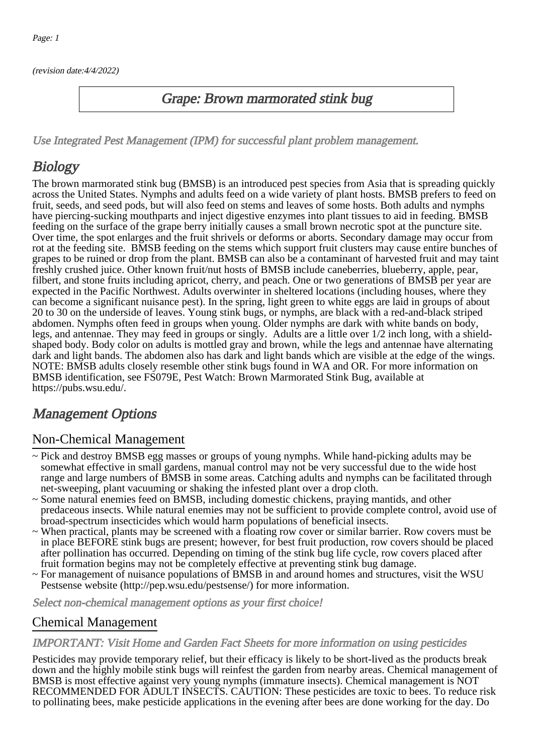(revision date:4/4/2022)

# Grape: Brown marmorated stink bug

*Use Integrated Pest Management (IPM) for successful plant problem management.*

## Biology

The brown marmorated stink bug (BMSB) is an introduced pest species from Asia that is spreading quickly across the United States. Nymphs and adults feed on a wide variety of plant hosts. BMSB prefers to feed on fruit, seeds, and seed pods, but will also feed on stems and leaves of some hosts. Both adults and nymphs have piercing-sucking mouthparts and inject digestive enzymes into plant tissues to aid in feeding. BMSB feeding on the surface of the grape berry initially causes a small brown necrotic spot at the puncture site. Over time, the spot enlarges and the fruit shrivels or deforms or aborts. Secondary damage may occur from rot at the feeding site. BMSB feeding on the stems which support fruit clusters may cause entire bunches of grapes to be ruined or drop from the plant. BMSB can also be a contaminant of harvested fruit and may taint freshly crushed juice. Other known fruit/nut hosts of BMSB include caneberries, blueberry, apple, pear, filbert, and stone fruits including apricot, cherry, and peach. One or two generations of BMSB per year are expected in the Pacific Northwest. Adults overwinter in sheltered locations (including houses, where they can become a significant nuisance pest). In the spring, light green to white eggs are laid in groups of about 20 to 30 on the underside of leaves. Young stink bugs, or nymphs, are black with a red-and-black striped abdomen. Nymphs often feed in groups when young. Older nymphs are dark with white bands on body, legs, and antennae. They may feed in groups or singly. Adults are a little over 1/2 inch long, with a shield-shaped body. Body color on adults is mottled gray and brown, while the legs and antennae have alternating dark and light bands. The abdomen also has dark and light bands which are visible at the edge of the wings. NOTE: BMSB adults closely resemble other stink bugs found in WA and OR. For more information on BMSB identification, see FS079E, Pest Watch: Brown Marmorated Stink Bug, available at https://pubs.wsu.edu/.

## Management Options

### Non-Chemical Management

~ Pick and destroy BMSB egg masses or groups of young nymphs. While hand-picking adults may be somewhat effective in small gardens, manual control may not be very successful due to the wide host range and large numbers of BMSB in some areas. Catching adults and nymphs can be facilitated through net-sweeping, plant vacuuming or shaking the infested plant over a drop cloth.

~ Some natural enemies feed on BMSB, including domestic chickens, praying mantids, and other predaceous insects. While natural enemies may not be sufficient to provide complete control, avoid use of broad-spectrum insecticides which would harm populations of beneficial insects.

~ When practical, plants may be screened with a floating row cover or similar barrier. Row covers must be in place BEFORE stink bugs are present; however, for best fruit production, row covers should be placed after pollination has occurred. Depending on timing of the stink bug life cycle, row covers placed after fruit formation begins may not be completely effective at preventing stink bug damage.

~ For management of nuisance populations of BMSB in and around homes and structures, visit the WSU Pestsense website (http://pep.wsu.edu/pestsense/) for more information.

*Select non-chemical management options as your first choice!*

### Chemical Management

*IMPORTANT: Visit Home and Garden Fact Sheets for more information on using pesticides*

Pesticides may provide temporary relief, but their efficacy is likely to be short-lived as the products break down and the highly mobile stink bugs will reinfest the garden from nearby areas. Chemical management of BMSB is most effective against very young nymphs (immature insects). Chemical management is NOT RECOMMENDED FOR ADULT INSECTS. CAUTION: These pesticides are toxic to bees. To reduce risk to pollinating bees, make pesticide applications in the evening after bees are done working for the day. Do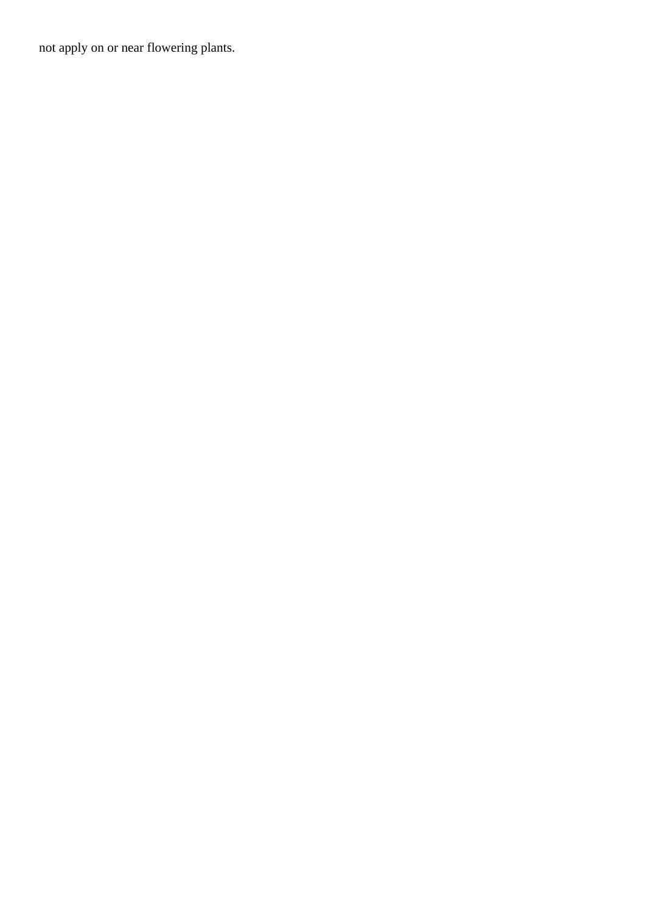not apply on or near flowering plants.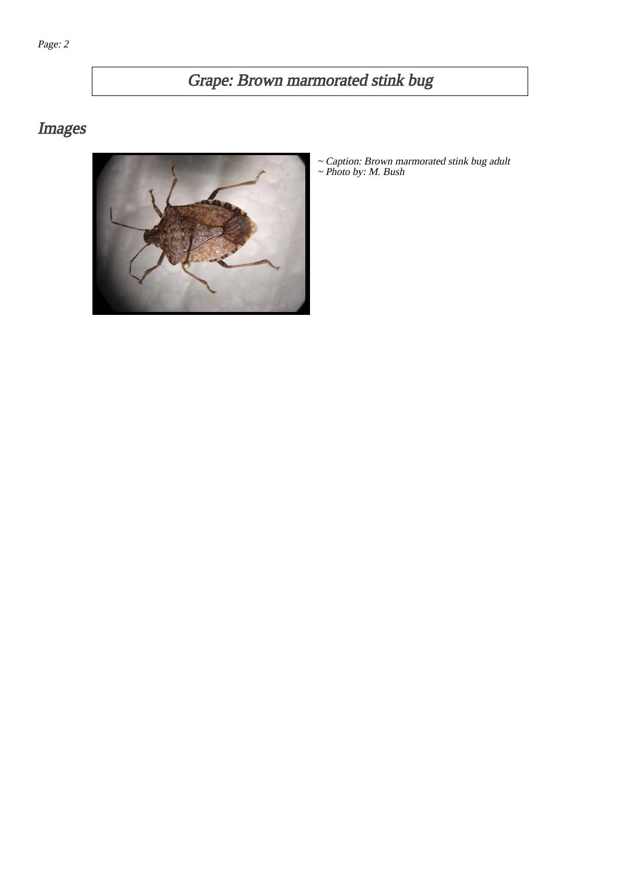# Grape: Brown marmorated stink bug

## Images

~ Caption: Brown marmorated stink bug adult
~ Photo by: M. Bush